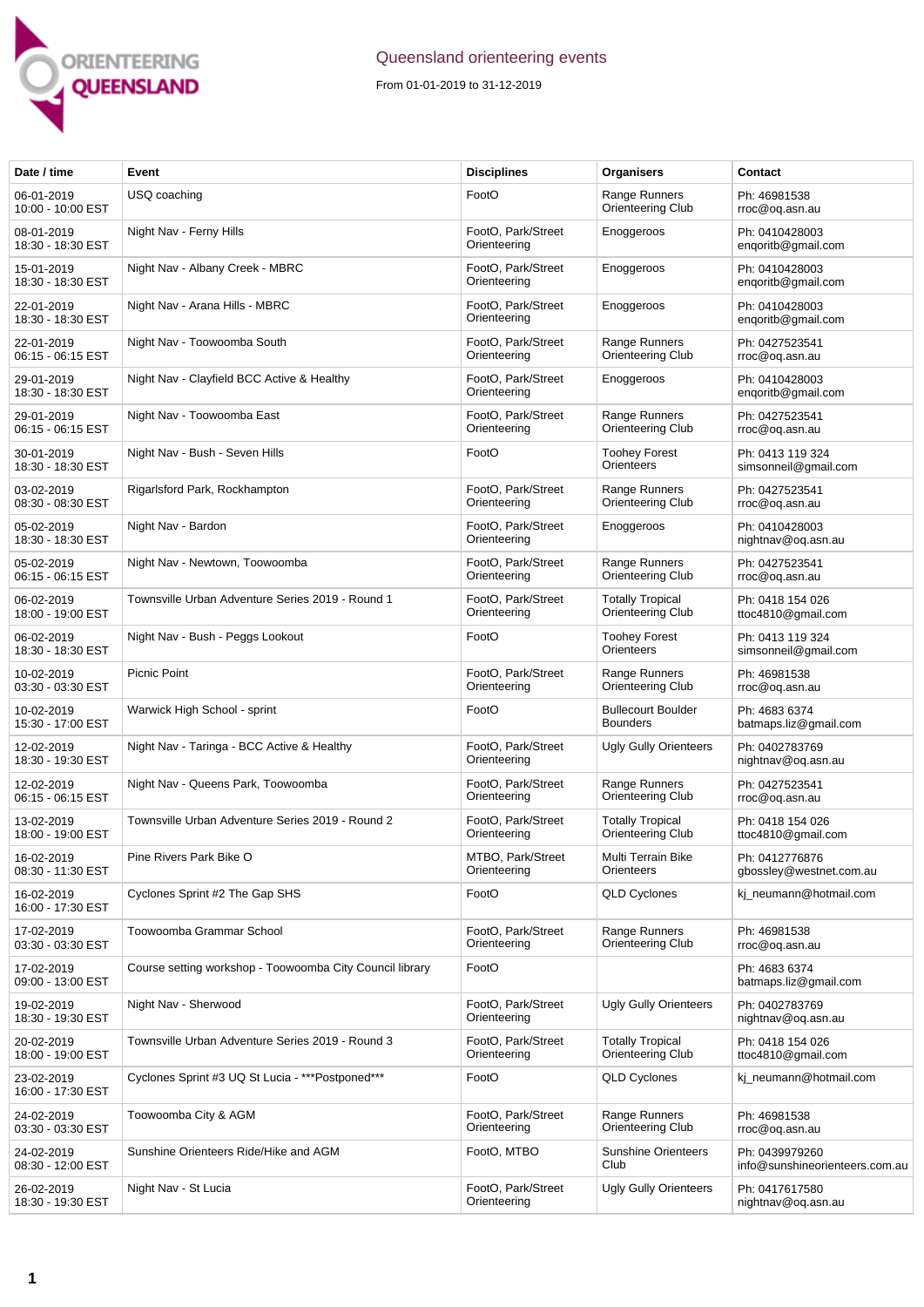# Queensland orienteering events

From 01-01-2019 to 31-12-2019

| Date / time | Event | Disciplines | Organisers | Contact |
|---|---|---|---|---|
| 06-01-2019 10:00 - 10:00 EST | USQ coaching | FootO | Range Runners Orienteering Club | Ph: 46981538 rroc@oq.asn.au |
| 08-01-2019 18:30 - 18:30 EST | Night Nav - Ferny Hills | FootO, Park/Street Orienteering | Enoggeroos | Ph: 0410428003 enqoritb@gmail.com |
| 15-01-2019 18:30 - 18:30 EST | Night Nav - Albany Creek - MBRC | FootO, Park/Street Orienteering | Enoggeroos | Ph: 0410428003 enqoritb@gmail.com |
| 22-01-2019 18:30 - 18:30 EST | Night Nav - Arana Hills - MBRC | FootO, Park/Street Orienteering | Enoggeroos | Ph: 0410428003 enqoritb@gmail.com |
| 22-01-2019 06:15 - 06:15 EST | Night Nav - Toowoomba South | FootO, Park/Street Orienteering | Range Runners Orienteering Club | Ph: 0427523541 rroc@oq.asn.au |
| 29-01-2019 18:30 - 18:30 EST | Night Nav - Clayfield BCC Active & Healthy | FootO, Park/Street Orienteering | Enoggeroos | Ph: 0410428003 enqoritb@gmail.com |
| 29-01-2019 06:15 - 06:15 EST | Night Nav - Toowoomba East | FootO, Park/Street Orienteering | Range Runners Orienteering Club | Ph: 0427523541 rroc@oq.asn.au |
| 30-01-2019 18:30 - 18:30 EST | Night Nav - Bush - Seven Hills | FootO | Toohey Forest Orienteers | Ph: 0413 119 324 simsonneil@gmail.com |
| 03-02-2019 08:30 - 08:30 EST | Rigarlsford Park, Rockhampton | FootO, Park/Street Orienteering | Range Runners Orienteering Club | Ph: 0427523541 rroc@oq.asn.au |
| 05-02-2019 18:30 - 18:30 EST | Night Nav - Bardon | FootO, Park/Street Orienteering | Enoggeroos | Ph: 0410428003 nightnav@oq.asn.au |
| 05-02-2019 06:15 - 06:15 EST | Night Nav - Newtown, Toowoomba | FootO, Park/Street Orienteering | Range Runners Orienteering Club | Ph: 0427523541 rroc@oq.asn.au |
| 06-02-2019 18:00 - 19:00 EST | Townsville Urban Adventure Series 2019 - Round 1 | FootO, Park/Street Orienteering | Totally Tropical Orienteering Club | Ph: 0418 154 026 ttoc4810@gmail.com |
| 06-02-2019 18:30 - 18:30 EST | Night Nav - Bush - Peggs Lookout | FootO | Toohey Forest Orienteers | Ph: 0413 119 324 simsonneil@gmail.com |
| 10-02-2019 03:30 - 03:30 EST | Picnic Point | FootO, Park/Street Orienteering | Range Runners Orienteering Club | Ph: 46981538 rroc@oq.asn.au |
| 10-02-2019 15:30 - 17:00 EST | Warwick High School - sprint | FootO | Bullecourt Boulder Bounders | Ph: 4683 6374 batmaps.liz@gmail.com |
| 12-02-2019 18:30 - 19:30 EST | Night Nav - Taringa - BCC Active & Healthy | FootO, Park/Street Orienteering | Ugly Gully Orienteers | Ph: 0402783769 nightnav@oq.asn.au |
| 12-02-2019 06:15 - 06:15 EST | Night Nav - Queens Park, Toowoomba | FootO, Park/Street Orienteering | Range Runners Orienteering Club | Ph: 0427523541 rroc@oq.asn.au |
| 13-02-2019 18:00 - 19:00 EST | Townsville Urban Adventure Series 2019 - Round 2 | FootO, Park/Street Orienteering | Totally Tropical Orienteering Club | Ph: 0418 154 026 ttoc4810@gmail.com |
| 16-02-2019 08:30 - 11:30 EST | Pine Rivers Park Bike O | MTBO, Park/Street Orienteering | Multi Terrain Bike Orienteers | Ph: 0412776876 gbossley@westnet.com.au |
| 16-02-2019 16:00 - 17:30 EST | Cyclones Sprint #2 The Gap SHS | FootO | QLD Cyclones | kj_neumann@hotmail.com |
| 17-02-2019 03:30 - 03:30 EST | Toowoomba Grammar School | FootO, Park/Street Orienteering | Range Runners Orienteering Club | Ph: 46981538 rroc@oq.asn.au |
| 17-02-2019 09:00 - 13:00 EST | Course setting workshop - Toowoomba City Council library | FootO | | Ph: 4683 6374 batmaps.liz@gmail.com |
| 19-02-2019 18:30 - 19:30 EST | Night Nav - Sherwood | FootO, Park/Street Orienteering | Ugly Gully Orienteers | Ph: 0402783769 nightnav@oq.asn.au |
| 20-02-2019 18:00 - 19:00 EST | Townsville Urban Adventure Series 2019 - Round 3 | FootO, Park/Street Orienteering | Totally Tropical Orienteering Club | Ph: 0418 154 026 ttoc4810@gmail.com |
| 23-02-2019 16:00 - 17:30 EST | Cyclones Sprint #3 UQ St Lucia - ***Postponed*** | FootO | QLD Cyclones | kj_neumann@hotmail.com |
| 24-02-2019 03:30 - 03:30 EST | Toowoomba City & AGM | FootO, Park/Street Orienteering | Range Runners Orienteering Club | Ph: 46981538 rroc@oq.asn.au |
| 24-02-2019 08:30 - 12:00 EST | Sunshine Orienteers Ride/Hike and AGM | FootO, MTBO | Sunshine Orienteers Club | Ph: 0439979260 info@sunshineorienteers.com.au |
| 26-02-2019 18:30 - 19:30 EST | Night Nav - St Lucia | FootO, Park/Street Orienteering | Ugly Gully Orienteers | Ph: 0417617580 nightnav@oq.asn.au |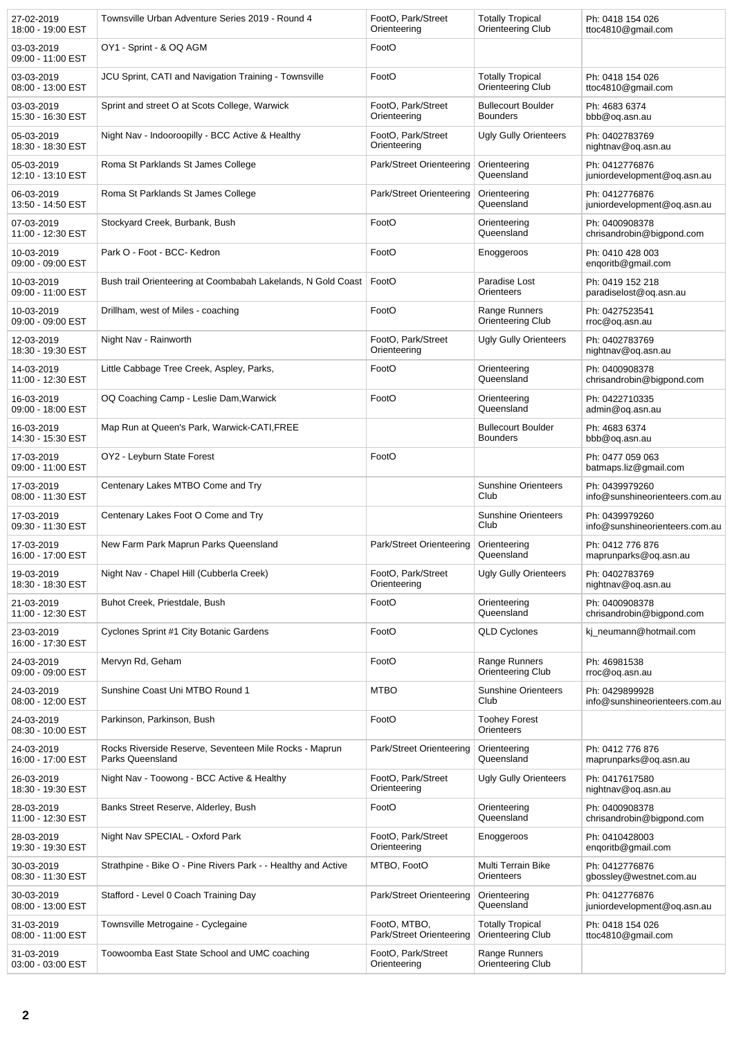| | | | | |
|---|---|---|---|---|
| 27-02-2019 18:00 - 19:00 EST | Townsville Urban Adventure Series 2019 - Round 4 | FootO, Park/Street Orienteering | Totally Tropical Orienteering Club | Ph: 0418 154 026 ttoc4810@gmail.com |
| 03-03-2019 09:00 - 11:00 EST | OY1 - Sprint - & OQ AGM | FootO | | |
| 03-03-2019 08:00 - 13:00 EST | JCU Sprint, CATI and Navigation Training - Townsville | FootO | Totally Tropical Orienteering Club | Ph: 0418 154 026 ttoc4810@gmail.com |
| 03-03-2019 15:30 - 16:30 EST | Sprint and street O at Scots College, Warwick | FootO, Park/Street Orienteering | Bullecourt Boulder Bounders | Ph: 4683 6374 bbb@oq.asn.au |
| 05-03-2019 18:30 - 18:30 EST | Night Nav - Indooroopilly - BCC Active & Healthy | FootO, Park/Street Orienteering | Ugly Gully Orienteers | Ph: 0402783769 nightnav@oq.asn.au |
| 05-03-2019 12:10 - 13:10 EST | Roma St Parklands St James College | Park/Street Orienteering | Orienteering Queensland | Ph: 0412776876 juniordevelopment@oq.asn.au |
| 06-03-2019 13:50 - 14:50 EST | Roma St Parklands St James College | Park/Street Orienteering | Orienteering Queensland | Ph: 0412776876 juniordevelopment@oq.asn.au |
| 07-03-2019 11:00 - 12:30 EST | Stockyard Creek, Burbank, Bush | FootO | Orienteering Queensland | Ph: 0400908378 chrisandrobin@bigpond.com |
| 10-03-2019 09:00 - 09:00 EST | Park O - Foot - BCC- Kedron | FootO | Enoggeroos | Ph: 0410 428 003 enqoritb@gmail.com |
| 10-03-2019 09:00 - 11:00 EST | Bush trail Orienteering at Coombabah Lakelands, N Gold Coast | FootO | Paradise Lost Orienteers | Ph: 0419 152 218 paradiselost@oq.asn.au |
| 10-03-2019 09:00 - 09:00 EST | Drillham, west of Miles - coaching | FootO | Range Runners Orienteering Club | Ph: 0427523541 rroc@oq.asn.au |
| 12-03-2019 18:30 - 19:30 EST | Night Nav - Rainworth | FootO, Park/Street Orienteering | Ugly Gully Orienteers | Ph: 0402783769 nightnav@oq.asn.au |
| 14-03-2019 11:00 - 12:30 EST | Little Cabbage Tree Creek, Aspley, Parks, | FootO | Orienteering Queensland | Ph: 0400908378 chrisandrobin@bigpond.com |
| 16-03-2019 09:00 - 18:00 EST | OQ Coaching Camp - Leslie Dam,Warwick | FootO | Orienteering Queensland | Ph: 0422710335 admin@oq.asn.au |
| 16-03-2019 14:30 - 15:30 EST | Map Run at Queen's Park, Warwick-CATI,FREE | | Bullecourt Boulder Bounders | Ph: 4683 6374 bbb@oq.asn.au |
| 17-03-2019 09:00 - 11:00 EST | OY2 - Leyburn State Forest | FootO | | Ph: 0477 059 063 batmaps.liz@gmail.com |
| 17-03-2019 08:00 - 11:30 EST | Centenary Lakes MTBO Come and Try | | Sunshine Orienteers Club | Ph: 0439979260 info@sunshineorienteers.com.au |
| 17-03-2019 09:30 - 11:30 EST | Centenary Lakes Foot O Come and Try | | Sunshine Orienteers Club | Ph: 0439979260 info@sunshineorienteers.com.au |
| 17-03-2019 16:00 - 17:00 EST | New Farm Park Maprun Parks Queensland | Park/Street Orienteering | Orienteering Queensland | Ph: 0412 776 876 maprunparks@oq.asn.au |
| 19-03-2019 18:30 - 18:30 EST | Night Nav - Chapel Hill (Cubberla Creek) | FootO, Park/Street Orienteering | Ugly Gully Orienteers | Ph: 0402783769 nightnav@oq.asn.au |
| 21-03-2019 11:00 - 12:30 EST | Buhot Creek, Priestdale, Bush | FootO | Orienteering Queensland | Ph: 0400908378 chrisandrobin@bigpond.com |
| 23-03-2019 16:00 - 17:30 EST | Cyclones Sprint #1 City Botanic Gardens | FootO | QLD Cyclones | kj_neumann@hotmail.com |
| 24-03-2019 09:00 - 09:00 EST | Mervyn Rd, Geham | FootO | Range Runners Orienteering Club | Ph: 46981538 rroc@oq.asn.au |
| 24-03-2019 08:00 - 12:00 EST | Sunshine Coast Uni MTBO Round 1 | MTBO | Sunshine Orienteers Club | Ph: 0429899928 info@sunshineorienteers.com.au |
| 24-03-2019 08:30 - 10:00 EST | Parkinson, Parkinson, Bush | FootO | Toohey Forest Orienteers | |
| 24-03-2019 16:00 - 17:00 EST | Rocks Riverside Reserve, Seventeen Mile Rocks - Maprun Parks Queensland | Park/Street Orienteering | Orienteering Queensland | Ph: 0412 776 876 maprunparks@oq.asn.au |
| 26-03-2019 18:30 - 19:30 EST | Night Nav - Toowong - BCC Active & Healthy | FootO, Park/Street Orienteering | Ugly Gully Orienteers | Ph: 0417617580 nightnav@oq.asn.au |
| 28-03-2019 11:00 - 12:30 EST | Banks Street Reserve, Alderley, Bush | FootO | Orienteering Queensland | Ph: 0400908378 chrisandrobin@bigpond.com |
| 28-03-2019 19:30 - 19:30 EST | Night Nav SPECIAL - Oxford Park | FootO, Park/Street Orienteering | Enoggeroos | Ph: 0410428003 enqoritb@gmail.com |
| 30-03-2019 08:30 - 11:30 EST | Strathpine - Bike O - Pine Rivers Park - - Healthy and Active | MTBO, FootO | Multi Terrain Bike Orienteers | Ph: 0412776876 gbossley@westnet.com.au |
| 30-03-2019 08:00 - 13:00 EST | Stafford - Level 0 Coach Training Day | Park/Street Orienteering | Orienteering Queensland | Ph: 0412776876 juniordevelopment@oq.asn.au |
| 31-03-2019 08:00 - 11:00 EST | Townsville Metrogaine - Cyclegaine | FootO, MTBO, Park/Street Orienteering | Totally Tropical Orienteering Club | Ph: 0418 154 026 ttoc4810@gmail.com |
| 31-03-2019 03:00 - 03:00 EST | Toowoomba East State School and UMC coaching | FootO, Park/Street Orienteering | Range Runners Orienteering Club | |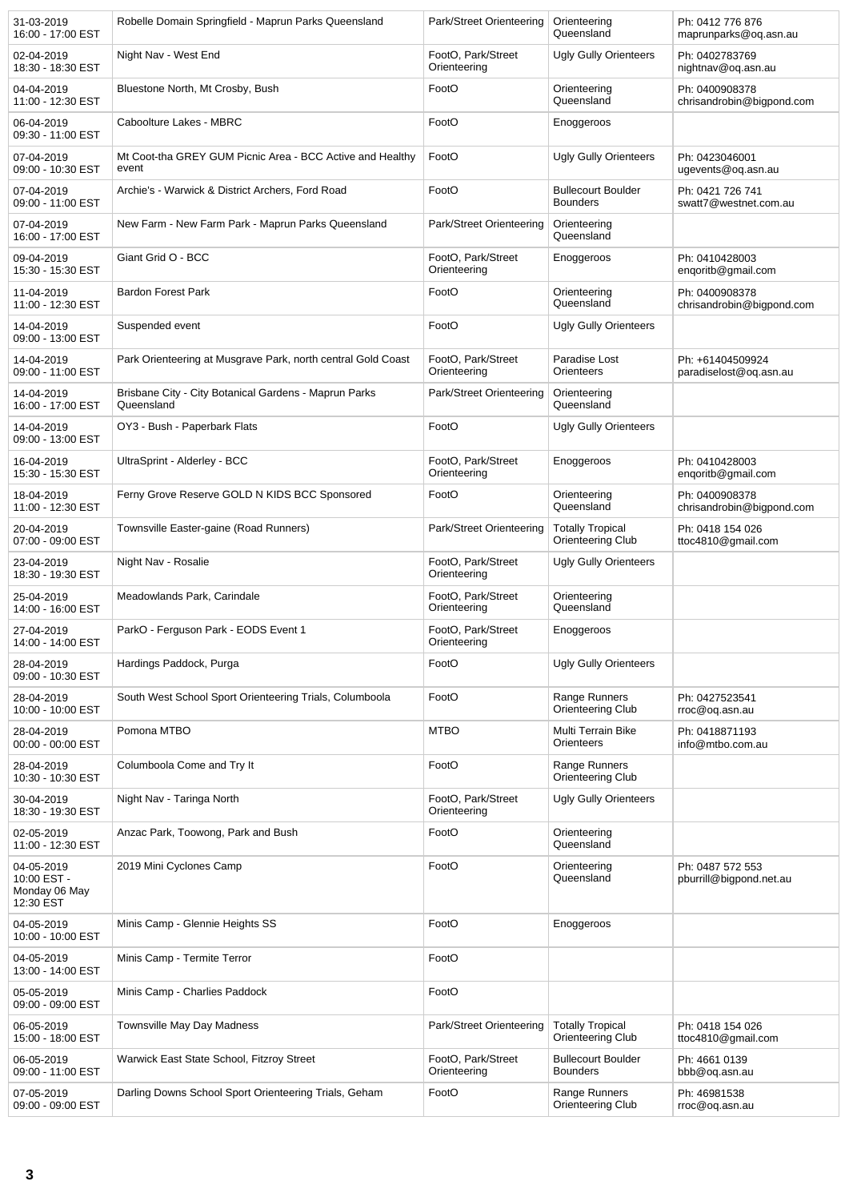| | | | | |
|---|---|---|---|---|
| 31-03-2019 16:00 - 17:00 EST | Robelle Domain Springfield - Maprun Parks Queensland | Park/Street Orienteering | Orienteering Queensland | Ph: 0412 776 876 maprunparks@oq.asn.au |
| 02-04-2019 18:30 - 18:30 EST | Night Nav - West End | FootO, Park/Street Orienteering | Ugly Gully Orienteers | Ph: 0402783769 nightnav@oq.asn.au |
| 04-04-2019 11:00 - 12:30 EST | Bluestone North, Mt Crosby, Bush | FootO | Orienteering Queensland | Ph: 0400908378 chrisandrobin@bigpond.com |
| 06-04-2019 09:30 - 11:00 EST | Caboolture Lakes - MBRC | FootO | Enoggeroos | |
| 07-04-2019 09:00 - 10:30 EST | Mt Coot-tha GREY GUM Picnic Area - BCC Active and Healthy event | FootO | Ugly Gully Orienteers | Ph: 0423046001 ugevents@oq.asn.au |
| 07-04-2019 09:00 - 11:00 EST | Archie's - Warwick & District Archers, Ford Road | FootO | Bullecourt Boulder Bounders | Ph: 0421 726 741 swatt7@westnet.com.au |
| 07-04-2019 16:00 - 17:00 EST | New Farm - New Farm Park - Maprun Parks Queensland | Park/Street Orienteering | Orienteering Queensland | |
| 09-04-2019 15:30 - 15:30 EST | Giant Grid O - BCC | FootO, Park/Street Orienteering | Enoggeroos | Ph: 0410428003 enqoritb@gmail.com |
| 11-04-2019 11:00 - 12:30 EST | Bardon Forest Park | FootO | Orienteering Queensland | Ph: 0400908378 chrisandrobin@bigpond.com |
| 14-04-2019 09:00 - 13:00 EST | Suspended event | FootO | Ugly Gully Orienteers | |
| 14-04-2019 09:00 - 11:00 EST | Park Orienteering at Musgrave Park, north central Gold Coast | FootO, Park/Street Orienteering | Paradise Lost Orienteers | Ph: +61404509924 paradiselost@oq.asn.au |
| 14-04-2019 16:00 - 17:00 EST | Brisbane City - City Botanical Gardens - Maprun Parks Queensland | Park/Street Orienteering | Orienteering Queensland | |
| 14-04-2019 09:00 - 13:00 EST | OY3 - Bush - Paperbark Flats | FootO | Ugly Gully Orienteers | |
| 16-04-2019 15:30 - 15:30 EST | UltraSprint - Alderley - BCC | FootO, Park/Street Orienteering | Enoggeroos | Ph: 0410428003 enqoritb@gmail.com |
| 18-04-2019 11:00 - 12:30 EST | Ferny Grove Reserve GOLD N KIDS BCC Sponsored | FootO | Orienteering Queensland | Ph: 0400908378 chrisandrobin@bigpond.com |
| 20-04-2019 07:00 - 09:00 EST | Townsville Easter-gaine (Road Runners) | Park/Street Orienteering | Totally Tropical Orienteering Club | Ph: 0418 154 026 ttoc4810@gmail.com |
| 23-04-2019 18:30 - 19:30 EST | Night Nav - Rosalie | FootO, Park/Street Orienteering | Ugly Gully Orienteers | |
| 25-04-2019 14:00 - 16:00 EST | Meadowlands Park, Carindale | FootO, Park/Street Orienteering | Orienteering Queensland | |
| 27-04-2019 14:00 - 14:00 EST | ParkO - Ferguson Park - EODS Event 1 | FootO, Park/Street Orienteering | Enoggeroos | |
| 28-04-2019 09:00 - 10:30 EST | Hardings Paddock, Purga | FootO | Ugly Gully Orienteers | |
| 28-04-2019 10:00 - 10:00 EST | South West School Sport Orienteering Trials, Columboola | FootO | Range Runners Orienteering Club | Ph: 0427523541 rroc@oq.asn.au |
| 28-04-2019 00:00 - 00:00 EST | Pomona MTBO | MTBO | Multi Terrain Bike Orienteers | Ph: 0418871193 info@mtbo.com.au |
| 28-04-2019 10:30 - 10:30 EST | Columboola Come and Try It | FootO | Range Runners Orienteering Club | |
| 30-04-2019 18:30 - 19:30 EST | Night Nav - Taringa North | FootO, Park/Street Orienteering | Ugly Gully Orienteers | |
| 02-05-2019 11:00 - 12:30 EST | Anzac Park, Toowong, Park and Bush | FootO | Orienteering Queensland | |
| 04-05-2019 10:00 EST - Monday 06 May 12:30 EST | 2019 Mini Cyclones Camp | FootO | Orienteering Queensland | Ph: 0487 572 553 pburrill@bigpond.net.au |
| 04-05-2019 10:00 - 10:00 EST | Minis Camp - Glennie Heights SS | FootO | Enoggeroos | |
| 04-05-2019 13:00 - 14:00 EST | Minis Camp - Termite Terror | FootO | | |
| 05-05-2019 09:00 - 09:00 EST | Minis Camp - Charlies Paddock | FootO | | |
| 06-05-2019 15:00 - 18:00 EST | Townsville May Day Madness | Park/Street Orienteering | Totally Tropical Orienteering Club | Ph: 0418 154 026 ttoc4810@gmail.com |
| 06-05-2019 09:00 - 11:00 EST | Warwick East State School, Fitzroy Street | FootO, Park/Street Orienteering | Bullecourt Boulder Bounders | Ph: 4661 0139 bbb@oq.asn.au |
| 07-05-2019 09:00 - 09:00 EST | Darling Downs School Sport Orienteering Trials, Geham | FootO | Range Runners Orienteering Club | Ph: 46981538 rroc@oq.asn.au |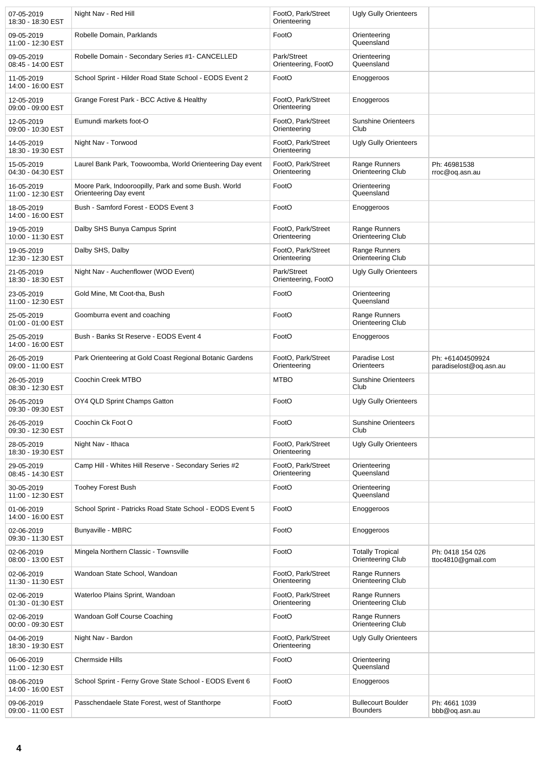| | | | | |
|---|---|---|---|---|
| 07-05-2019 18:30 - 18:30 EST | Night Nav - Red Hill | FootO, Park/Street Orienteering | Ugly Gully Orienteers | |
| 09-05-2019 11:00 - 12:30 EST | Robelle Domain, Parklands | FootO | Orienteering Queensland | |
| 09-05-2019 08:45 - 14:00 EST | Robelle Domain - Secondary Series #1- CANCELLED | Park/Street Orienteering, FootO | Orienteering Queensland | |
| 11-05-2019 14:00 - 16:00 EST | School Sprint - Hilder Road State School - EODS Event 2 | FootO | Enoggeroos | |
| 12-05-2019 09:00 - 09:00 EST | Grange Forest Park - BCC Active & Healthy | FootO, Park/Street Orienteering | Enoggeroos | |
| 12-05-2019 09:00 - 10:30 EST | Eumundi markets foot-O | FootO, Park/Street Orienteering | Sunshine Orienteers Club | |
| 14-05-2019 18:30 - 19:30 EST | Night Nav - Torwood | FootO, Park/Street Orienteering | Ugly Gully Orienteers | |
| 15-05-2019 04:30 - 04:30 EST | Laurel Bank Park, Toowoomba, World Orienteering Day event | FootO, Park/Street Orienteering | Range Runners Orienteering Club | Ph: 46981538 rroc@oq.asn.au |
| 16-05-2019 11:00 - 12:30 EST | Moore Park, Indooroopilly, Park and some Bush. World Orienteering Day event | FootO | Orienteering Queensland | |
| 18-05-2019 14:00 - 16:00 EST | Bush - Samford Forest - EODS Event 3 | FootO | Enoggeroos | |
| 19-05-2019 10:00 - 11:30 EST | Dalby SHS Bunya Campus Sprint | FootO, Park/Street Orienteering | Range Runners Orienteering Club | |
| 19-05-2019 12:30 - 12:30 EST | Dalby SHS, Dalby | FootO, Park/Street Orienteering | Range Runners Orienteering Club | |
| 21-05-2019 18:30 - 18:30 EST | Night Nav - Auchenflower (WOD Event) | Park/Street Orienteering, FootO | Ugly Gully Orienteers | |
| 23-05-2019 11:00 - 12:30 EST | Gold Mine, Mt Coot-tha, Bush | FootO | Orienteering Queensland | |
| 25-05-2019 01:00 - 01:00 EST | Goomburra event and coaching | FootO | Range Runners Orienteering Club | |
| 25-05-2019 14:00 - 16:00 EST | Bush - Banks St Reserve - EODS Event 4 | FootO | Enoggeroos | |
| 26-05-2019 09:00 - 11:00 EST | Park Orienteering at Gold Coast Regional Botanic Gardens | FootO, Park/Street Orienteering | Paradise Lost Orienteers | Ph: +61404509924 paradiselost@oq.asn.au |
| 26-05-2019 08:30 - 12:30 EST | Coochin Creek MTBO | MTBO | Sunshine Orienteers Club | |
| 26-05-2019 09:30 - 09:30 EST | OY4 QLD Sprint Champs Gatton | FootO | Ugly Gully Orienteers | |
| 26-05-2019 09:30 - 12:30 EST | Coochin Ck Foot O | FootO | Sunshine Orienteers Club | |
| 28-05-2019 18:30 - 19:30 EST | Night Nav - Ithaca | FootO, Park/Street Orienteering | Ugly Gully Orienteers | |
| 29-05-2019 08:45 - 14:30 EST | Camp Hill - Whites Hill Reserve - Secondary Series #2 | FootO, Park/Street Orienteering | Orienteering Queensland | |
| 30-05-2019 11:00 - 12:30 EST | Toohey Forest Bush | FootO | Orienteering Queensland | |
| 01-06-2019 14:00 - 16:00 EST | School Sprint - Patricks Road State School - EODS Event 5 | FootO | Enoggeroos | |
| 02-06-2019 09:30 - 11:30 EST | Bunyaville - MBRC | FootO | Enoggeroos | |
| 02-06-2019 08:00 - 13:00 EST | Mingela Northern Classic - Townsville | FootO | Totally Tropical Orienteering Club | Ph: 0418 154 026 ttoc4810@gmail.com |
| 02-06-2019 11:30 - 11:30 EST | Wandoan State School, Wandoan | FootO, Park/Street Orienteering | Range Runners Orienteering Club | |
| 02-06-2019 01:30 - 01:30 EST | Waterloo Plains Sprint, Wandoan | FootO, Park/Street Orienteering | Range Runners Orienteering Club | |
| 02-06-2019 00:00 - 09:30 EST | Wandoan Golf Course Coaching | FootO | Range Runners Orienteering Club | |
| 04-06-2019 18:30 - 19:30 EST | Night Nav - Bardon | FootO, Park/Street Orienteering | Ugly Gully Orienteers | |
| 06-06-2019 11:00 - 12:30 EST | Chermside Hills | FootO | Orienteering Queensland | |
| 08-06-2019 14:00 - 16:00 EST | School Sprint - Ferny Grove State School - EODS Event 6 | FootO | Enoggeroos | |
| 09-06-2019 09:00 - 11:00 EST | Passchendaele State Forest, west of Stanthorpe | FootO | Bullecourt Boulder Bounders | Ph: 4661 1039 bbb@oq.asn.au |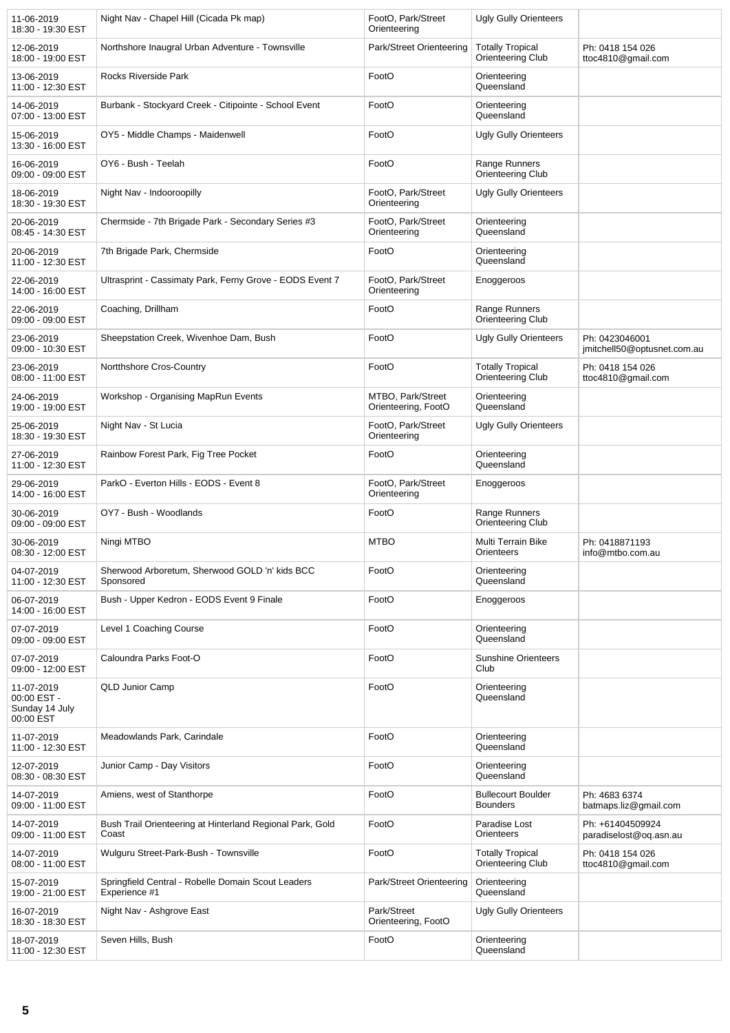| | | | | |
|---|---|---|---|---|
| 11-06-2019 18:30 - 19:30 EST | Night Nav - Chapel Hill (Cicada Pk map) | FootO, Park/Street Orienteering | Ugly Gully Orienteers | |
| 12-06-2019 18:00 - 19:00 EST | Northshore Inaugral Urban Adventure - Townsville | Park/Street Orienteering | Totally Tropical Orienteering Club | Ph: 0418 154 026 ttoc4810@gmail.com |
| 13-06-2019 11:00 - 12:30 EST | Rocks Riverside Park | FootO | Orienteering Queensland | |
| 14-06-2019 07:00 - 13:00 EST | Burbank - Stockyard Creek - Citipointe - School Event | FootO | Orienteering Queensland | |
| 15-06-2019 13:30 - 16:00 EST | OY5 - Middle Champs - Maidenwell | FootO | Ugly Gully Orienteers | |
| 16-06-2019 09:00 - 09:00 EST | OY6 - Bush - Teelah | FootO | Range Runners Orienteering Club | |
| 18-06-2019 18:30 - 19:30 EST | Night Nav - Indooroopilly | FootO, Park/Street Orienteering | Ugly Gully Orienteers | |
| 20-06-2019 08:45 - 14:30 EST | Chermside - 7th Brigade Park - Secondary Series #3 | FootO, Park/Street Orienteering | Orienteering Queensland | |
| 20-06-2019 11:00 - 12:30 EST | 7th Brigade Park, Chermside | FootO | Orienteering Queensland | |
| 22-06-2019 14:00 - 16:00 EST | Ultrasprint - Cassimaty Park, Ferny Grove - EODS Event 7 | FootO, Park/Street Orienteering | Enoggeroos | |
| 22-06-2019 09:00 - 09:00 EST | Coaching, Drillham | FootO | Range Runners Orienteering Club | |
| 23-06-2019 09:00 - 10:30 EST | Sheepstation Creek, Wivenhoe Dam, Bush | FootO | Ugly Gully Orienteers | Ph: 0423046001 jmitchell50@optusnet.com.au |
| 23-06-2019 08:00 - 11:00 EST | Northshore Cros-Country | FootO | Totally Tropical Orienteering Club | Ph: 0418 154 026 ttoc4810@gmail.com |
| 24-06-2019 19:00 - 19:00 EST | Workshop - Organising MapRun Events | MTBO, Park/Street Orienteering, FootO | Orienteering Queensland | |
| 25-06-2019 18:30 - 19:30 EST | Night Nav - St Lucia | FootO, Park/Street Orienteering | Ugly Gully Orienteers | |
| 27-06-2019 11:00 - 12:30 EST | Rainbow Forest Park, Fig Tree Pocket | FootO | Orienteering Queensland | |
| 29-06-2019 14:00 - 16:00 EST | ParkO - Everton Hills - EODS - Event 8 | FootO, Park/Street Orienteering | Enoggeroos | |
| 30-06-2019 09:00 - 09:00 EST | OY7 - Bush - Woodlands | FootO | Range Runners Orienteering Club | |
| 30-06-2019 08:30 - 12:00 EST | Ningi MTBO | MTBO | Multi Terrain Bike Orienteers | Ph: 0418871193 info@mtbo.com.au |
| 04-07-2019 11:00 - 12:30 EST | Sherwood Arboretum, Sherwood GOLD 'n' kids BCC Sponsored | FootO | Orienteering Queensland | |
| 06-07-2019 14:00 - 16:00 EST | Bush - Upper Kedron - EODS Event 9 Finale | FootO | Enoggeroos | |
| 07-07-2019 09:00 - 09:00 EST | Level 1 Coaching Course | FootO | Orienteering Queensland | |
| 07-07-2019 09:00 - 12:00 EST | Caloundra Parks Foot-O | FootO | Sunshine Orienteers Club | |
| 11-07-2019 00:00 EST - Sunday 14 July 00:00 EST | QLD Junior Camp | FootO | Orienteering Queensland | |
| 11-07-2019 11:00 - 12:30 EST | Meadowlands Park, Carindale | FootO | Orienteering Queensland | |
| 12-07-2019 08:30 - 08:30 EST | Junior Camp - Day Visitors | FootO | Orienteering Queensland | |
| 14-07-2019 09:00 - 11:00 EST | Amiens, west of Stanthorpe | FootO | Bullecourt Boulder Bounders | Ph: 4683 6374 batmaps.liz@gmail.com |
| 14-07-2019 09:00 - 11:00 EST | Bush Trail Orienteering at Hinterland Regional Park, Gold Coast | FootO | Paradise Lost Orienteers | Ph: +61404509924 paradiselost@oq.asn.au |
| 14-07-2019 08:00 - 11:00 EST | Wulguru Street-Park-Bush - Townsville | FootO | Totally Tropical Orienteering Club | Ph: 0418 154 026 ttoc4810@gmail.com |
| 15-07-2019 19:00 - 21:00 EST | Springfield Central - Robelle Domain Scout Leaders Experience #1 | Park/Street Orienteering | Orienteering Queensland | |
| 16-07-2019 18:30 - 18:30 EST | Night Nav - Ashgrove East | Park/Street Orienteering, FootO | Ugly Gully Orienteers | |
| 18-07-2019 11:00 - 12:30 EST | Seven Hills, Bush | FootO | Orienteering Queensland | |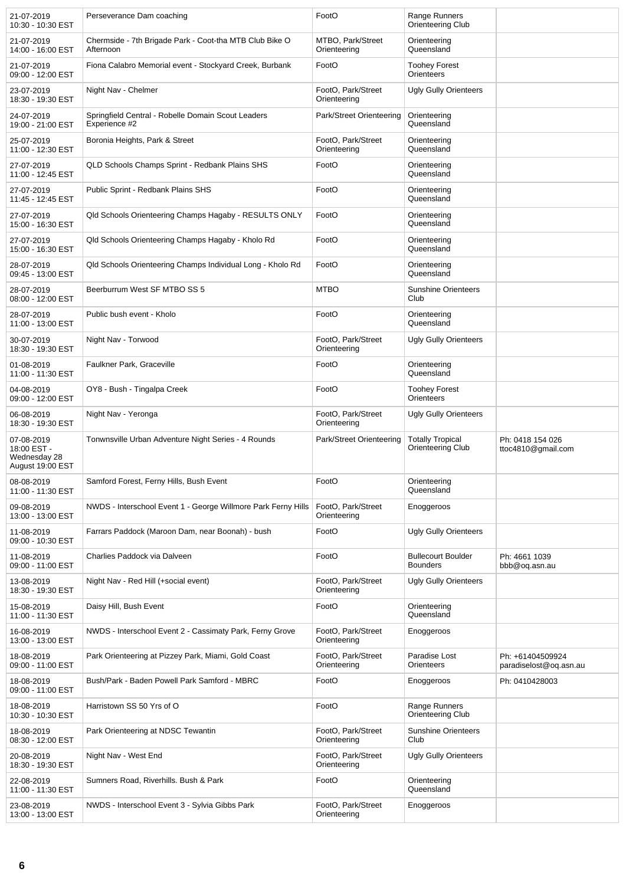| 21-07-2019 10:30 - 10:30 EST | Perseverance Dam coaching | FootO | Range Runners Orienteering Club | |
|---|---|---|---|---|
| 21-07-2019 14:00 - 16:00 EST | Chermside - 7th Brigade Park - Coot-tha MTB Club Bike O Afternoon | MTBO, Park/Street Orienteering | Orienteering Queensland | |
| 21-07-2019 09:00 - 12:00 EST | Fiona Calabro Memorial event - Stockyard Creek, Burbank | FootO | Toohey Forest Orienteers | |
| 23-07-2019 18:30 - 19:30 EST | Night Nav - Chelmer | FootO, Park/Street Orienteering | Ugly Gully Orienteers | |
| 24-07-2019 19:00 - 21:00 EST | Springfield Central - Robelle Domain Scout Leaders Experience #2 | Park/Street Orienteering | Orienteering Queensland | |
| 25-07-2019 11:00 - 12:30 EST | Boronia Heights, Park & Street | FootO, Park/Street Orienteering | Orienteering Queensland | |
| 27-07-2019 11:00 - 12:45 EST | QLD Schools Champs Sprint - Redbank Plains SHS | FootO | Orienteering Queensland | |
| 27-07-2019 11:45 - 12:45 EST | Public Sprint - Redbank Plains SHS | FootO | Orienteering Queensland | |
| 27-07-2019 15:00 - 16:30 EST | Qld Schools Orienteering Champs Hagaby - RESULTS ONLY | FootO | Orienteering Queensland | |
| 27-07-2019 15:00 - 16:30 EST | Qld Schools Orienteering Champs Hagaby - Kholo Rd | FootO | Orienteering Queensland | |
| 28-07-2019 09:45 - 13:00 EST | Qld Schools Orienteering Champs Individual Long - Kholo Rd | FootO | Orienteering Queensland | |
| 28-07-2019 08:00 - 12:00 EST | Beerburrum West SF MTBO SS 5 | MTBO | Sunshine Orienteers Club | |
| 28-07-2019 11:00 - 13:00 EST | Public bush event - Kholo | FootO | Orienteering Queensland | |
| 30-07-2019 18:30 - 19:30 EST | Night Nav - Torwood | FootO, Park/Street Orienteering | Ugly Gully Orienteers | |
| 01-08-2019 11:00 - 11:30 EST | Faulkner Park, Graceville | FootO | Orienteering Queensland | |
| 04-08-2019 09:00 - 12:00 EST | OY8 - Bush - Tingalpa Creek | FootO | Toohey Forest Orienteers | |
| 06-08-2019 18:30 - 19:30 EST | Night Nav - Yeronga | FootO, Park/Street Orienteering | Ugly Gully Orienteers | |
| 07-08-2019 18:00 EST - Wednesday 28 August 19:00 EST | Tonwnsville Urban Adventure Night Series - 4 Rounds | Park/Street Orienteering | Totally Tropical Orienteering Club | Ph: 0418 154 026 ttoc4810@gmail.com |
| 08-08-2019 11:00 - 11:30 EST | Samford Forest, Ferny Hills, Bush Event | FootO | Orienteering Queensland | |
| 09-08-2019 13:00 - 13:00 EST | NWDS - Interschool Event 1 - George Willmore Park Ferny Hills | FootO, Park/Street Orienteering | Enoggeroos | |
| 11-08-2019 09:00 - 10:30 EST | Farrars Paddock (Maroon Dam, near Boonah) - bush | FootO | Ugly Gully Orienteers | |
| 11-08-2019 09:00 - 11:00 EST | Charlies Paddock via Dalveen | FootO | Bullecourt Boulder Bounders | Ph: 4661 1039 bbb@oq.asn.au |
| 13-08-2019 18:30 - 19:30 EST | Night Nav - Red Hill (+social event) | FootO, Park/Street Orienteering | Ugly Gully Orienteers | |
| 15-08-2019 11:00 - 11:30 EST | Daisy Hill, Bush Event | FootO | Orienteering Queensland | |
| 16-08-2019 13:00 - 13:00 EST | NWDS - Interschool Event 2 - Cassimaty Park, Ferny Grove | FootO, Park/Street Orienteering | Enoggeroos | |
| 18-08-2019 09:00 - 11:00 EST | Park Orienteering at Pizzey Park, Miami, Gold Coast | FootO, Park/Street Orienteering | Paradise Lost Orienteers | Ph: +61404509924 paradiselost@oq.asn.au |
| 18-08-2019 09:00 - 11:00 EST | Bush/Park - Baden Powell Park Samford - MBRC | FootO | Enoggeroos | Ph: 0410428003 |
| 18-08-2019 10:30 - 10:30 EST | Harristown SS 50 Yrs of O | FootO | Range Runners Orienteering Club | |
| 18-08-2019 08:30 - 12:00 EST | Park Orienteering at NDSC Tewantin | FootO, Park/Street Orienteering | Sunshine Orienteers Club | |
| 20-08-2019 18:30 - 19:30 EST | Night Nav - West End | FootO, Park/Street Orienteering | Ugly Gully Orienteers | |
| 22-08-2019 11:00 - 11:30 EST | Sumners Road, Riverhills. Bush & Park | FootO | Orienteering Queensland | |
| 23-08-2019 13:00 - 13:00 EST | NWDS - Interschool Event 3 - Sylvia Gibbs Park | FootO, Park/Street Orienteering | Enoggeroos | |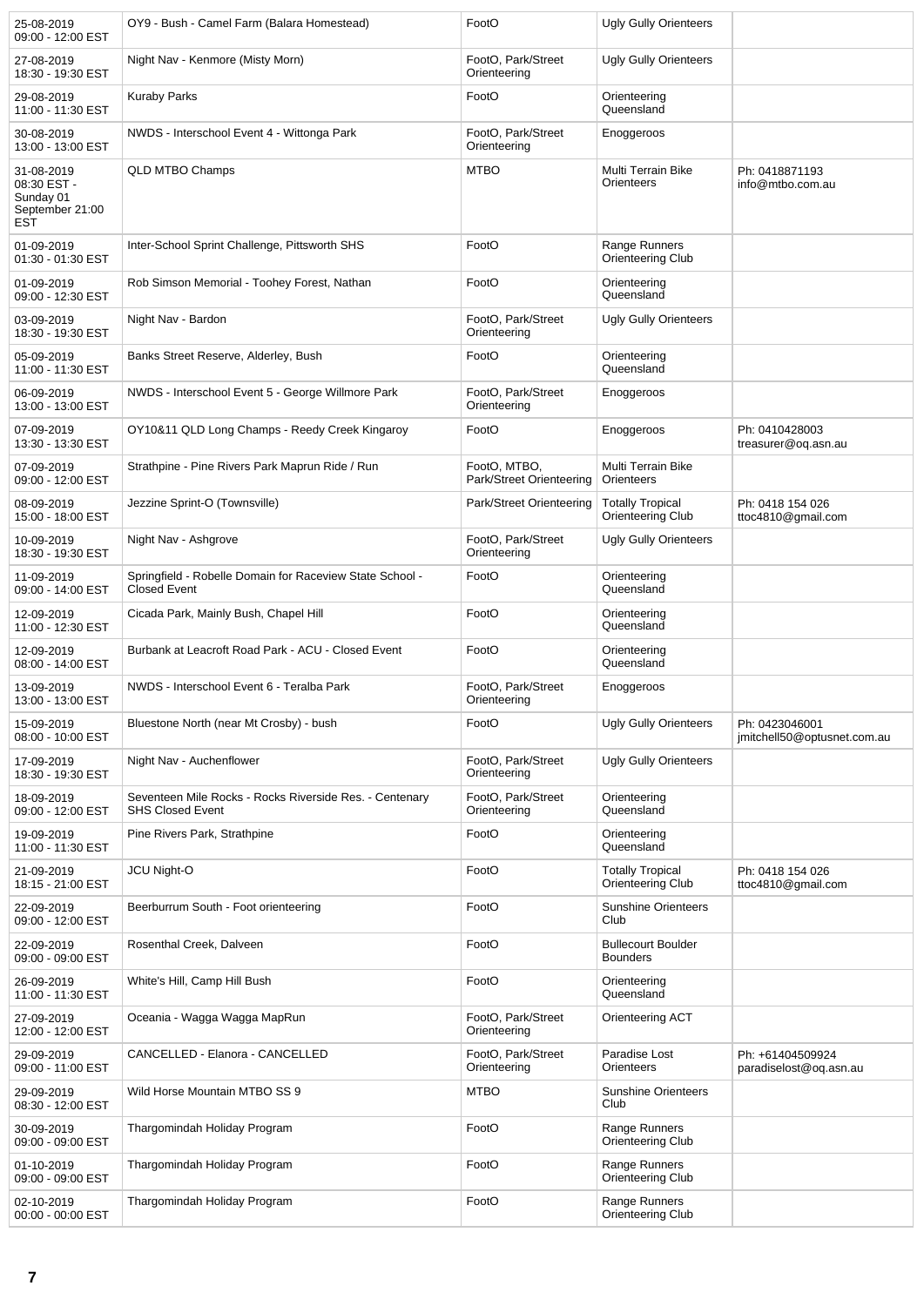| | | | | |
|---|---|---|---|---|
| 25-08-2019 09:00 - 12:00 EST | OY9 - Bush - Camel Farm (Balara Homestead) | FootO | Ugly Gully Orienteers | |
| 27-08-2019 18:30 - 19:30 EST | Night Nav - Kenmore (Misty Morn) | FootO, Park/Street Orienteering | Ugly Gully Orienteers | |
| 29-08-2019 11:00 - 11:30 EST | Kuraby Parks | FootO | Orienteering Queensland | |
| 30-08-2019 13:00 - 13:00 EST | NWDS - Interschool Event 4 - Wittonga Park | FootO, Park/Street Orienteering | Enoggeroos | |
| 31-08-2019 08:30 EST - Sunday 01 September 21:00 EST | QLD MTBO Champs | MTBO | Multi Terrain Bike Orienteers | Ph: 0418871193 info@mtbo.com.au |
| 01-09-2019 01:30 - 01:30 EST | Inter-School Sprint Challenge, Pittsworth SHS | FootO | Range Runners Orienteering Club | |
| 01-09-2019 09:00 - 12:30 EST | Rob Simson Memorial - Toohey Forest, Nathan | FootO | Orienteering Queensland | |
| 03-09-2019 18:30 - 19:30 EST | Night Nav - Bardon | FootO, Park/Street Orienteering | Ugly Gully Orienteers | |
| 05-09-2019 11:00 - 11:30 EST | Banks Street Reserve, Alderley, Bush | FootO | Orienteering Queensland | |
| 06-09-2019 13:00 - 13:00 EST | NWDS - Interschool Event 5 - George Willmore Park | FootO, Park/Street Orienteering | Enoggeroos | |
| 07-09-2019 13:30 - 13:30 EST | OY10&11 QLD Long Champs - Reedy Creek Kingaroy | FootO | Enoggeroos | Ph: 0410428003 treasurer@oq.asn.au |
| 07-09-2019 09:00 - 12:00 EST | Strathpine - Pine Rivers Park Maprun Ride / Run | FootO, MTBO, Park/Street Orienteering | Multi Terrain Bike Orienteers | |
| 08-09-2019 15:00 - 18:00 EST | Jezzine Sprint-O (Townsville) | Park/Street Orienteering | Totally Tropical Orienteering Club | Ph: 0418 154 026 ttoc4810@gmail.com |
| 10-09-2019 18:30 - 19:30 EST | Night Nav - Ashgrove | FootO, Park/Street Orienteering | Ugly Gully Orienteers | |
| 11-09-2019 09:00 - 14:00 EST | Springfield - Robelle Domain for Raceview State School - Closed Event | FootO | Orienteering Queensland | |
| 12-09-2019 11:00 - 12:30 EST | Cicada Park, Mainly Bush, Chapel Hill | FootO | Orienteering Queensland | |
| 12-09-2019 08:00 - 14:00 EST | Burbank at Leacroft Road Park - ACU - Closed Event | FootO | Orienteering Queensland | |
| 13-09-2019 13:00 - 13:00 EST | NWDS - Interschool Event 6 - Teralba Park | FootO, Park/Street Orienteering | Enoggeroos | |
| 15-09-2019 08:00 - 10:00 EST | Bluestone North (near Mt Crosby) - bush | FootO | Ugly Gully Orienteers | Ph: 0423046001 jmitchell50@optusnet.com.au |
| 17-09-2019 18:30 - 19:30 EST | Night Nav - Auchenflower | FootO, Park/Street Orienteering | Ugly Gully Orienteers | |
| 18-09-2019 09:00 - 12:00 EST | Seventeen Mile Rocks - Rocks Riverside Res. - Centenary SHS Closed Event | FootO, Park/Street Orienteering | Orienteering Queensland | |
| 19-09-2019 11:00 - 11:30 EST | Pine Rivers Park, Strathpine | FootO | Orienteering Queensland | |
| 21-09-2019 18:15 - 21:00 EST | JCU Night-O | FootO | Totally Tropical Orienteering Club | Ph: 0418 154 026 ttoc4810@gmail.com |
| 22-09-2019 09:00 - 12:00 EST | Beerburrum South - Foot orienteering | FootO | Sunshine Orienteers Club | |
| 22-09-2019 09:00 - 09:00 EST | Rosenthal Creek, Dalveen | FootO | Bullecourt Boulder Bounders | |
| 26-09-2019 11:00 - 11:30 EST | White's Hill, Camp Hill Bush | FootO | Orienteering Queensland | |
| 27-09-2019 12:00 - 12:00 EST | Oceania - Wagga Wagga MapRun | FootO, Park/Street Orienteering | Orienteering ACT | |
| 29-09-2019 09:00 - 11:00 EST | CANCELLED - Elanora - CANCELLED | FootO, Park/Street Orienteering | Paradise Lost Orienteers | Ph: +61404509924 paradiselost@oq.asn.au |
| 29-09-2019 08:30 - 12:00 EST | Wild Horse Mountain MTBO SS 9 | MTBO | Sunshine Orienteers Club | |
| 30-09-2019 09:00 - 09:00 EST | Thargomindah Holiday Program | FootO | Range Runners Orienteering Club | |
| 01-10-2019 09:00 - 09:00 EST | Thargomindah Holiday Program | FootO | Range Runners Orienteering Club | |
| 02-10-2019 00:00 - 00:00 EST | Thargomindah Holiday Program | FootO | Range Runners Orienteering Club | |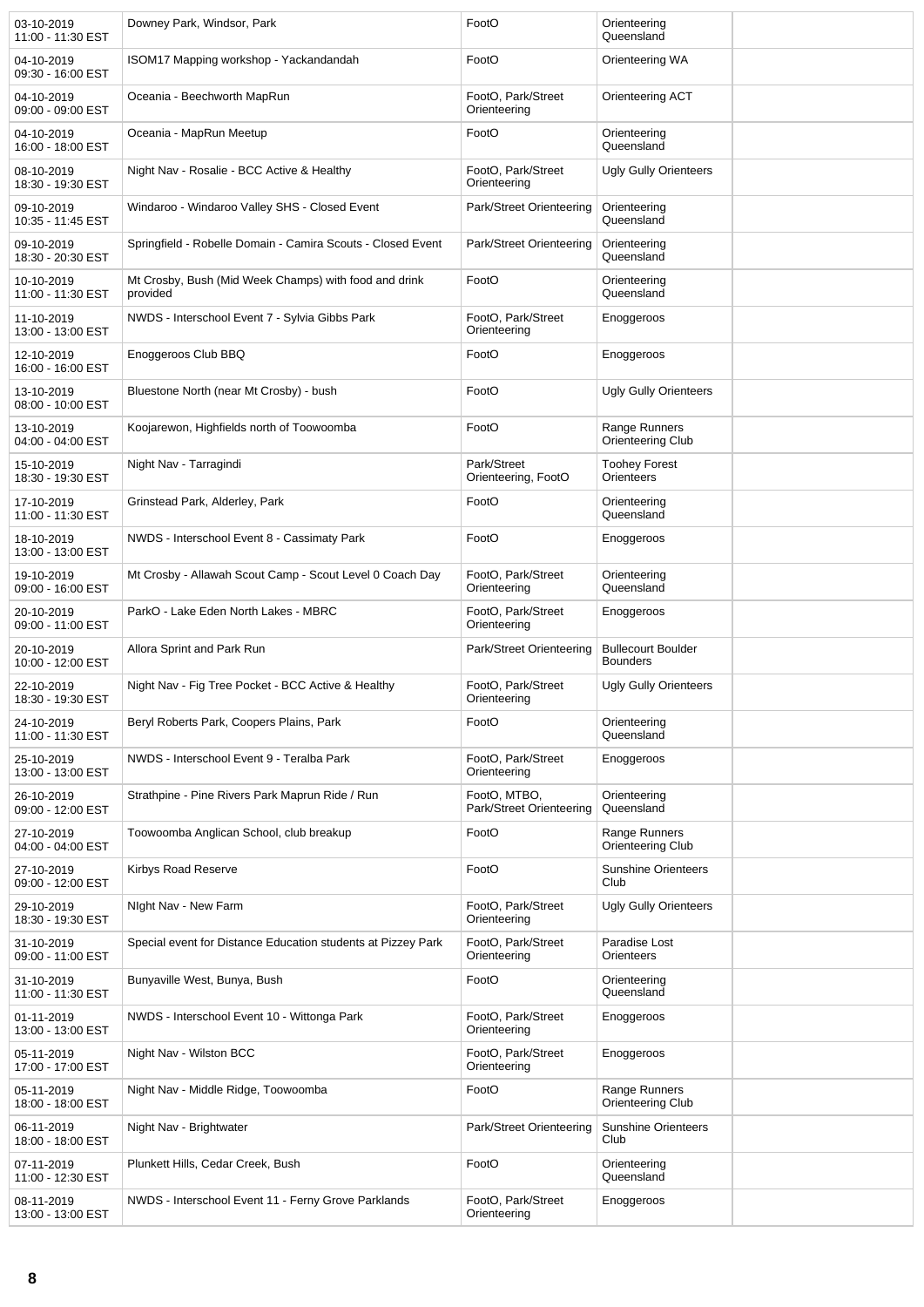| | | | | |
|---|---|---|---|---|
| 03-10-2019 11:00 - 11:30 EST | Downey Park, Windsor, Park | FootO | Orienteering Queensland | |
| 04-10-2019 09:30 - 16:00 EST | ISOM17 Mapping workshop - Yackandandah | FootO | Orienteering WA | |
| 04-10-2019 09:00 - 09:00 EST | Oceania - Beechworth MapRun | FootO, Park/Street Orienteering | Orienteering ACT | |
| 04-10-2019 16:00 - 18:00 EST | Oceania - MapRun Meetup | FootO | Orienteering Queensland | |
| 08-10-2019 18:30 - 19:30 EST | Night Nav - Rosalie - BCC Active & Healthy | FootO, Park/Street Orienteering | Ugly Gully Orienteers | |
| 09-10-2019 10:35 - 11:45 EST | Windaroo - Windaroo Valley SHS - Closed Event | Park/Street Orienteering | Orienteering Queensland | |
| 09-10-2019 18:30 - 20:30 EST | Springfield - Robelle Domain - Camira Scouts - Closed Event | Park/Street Orienteering | Orienteering Queensland | |
| 10-10-2019 11:00 - 11:30 EST | Mt Crosby, Bush (Mid Week Champs) with food and drink provided | FootO | Orienteering Queensland | |
| 11-10-2019 13:00 - 13:00 EST | NWDS - Interschool Event 7 - Sylvia Gibbs Park | FootO, Park/Street Orienteering | Enoggeroos | |
| 12-10-2019 16:00 - 16:00 EST | Enoggeroos Club BBQ | FootO | Enoggeroos | |
| 13-10-2019 08:00 - 10:00 EST | Bluestone North (near Mt Crosby) - bush | FootO | Ugly Gully Orienteers | |
| 13-10-2019 04:00 - 04:00 EST | Koojarewon, Highfields north of Toowoomba | FootO | Range Runners Orienteering Club | |
| 15-10-2019 18:30 - 19:30 EST | Night Nav - Tarragindi | Park/Street Orienteering, FootO | Toohey Forest Orienteers | |
| 17-10-2019 11:00 - 11:30 EST | Grinstead Park, Alderley, Park | FootO | Orienteering Queensland | |
| 18-10-2019 13:00 - 13:00 EST | NWDS - Interschool Event 8 - Cassimaty Park | FootO | Enoggeroos | |
| 19-10-2019 09:00 - 16:00 EST | Mt Crosby - Allawah Scout Camp - Scout Level 0 Coach Day | FootO, Park/Street Orienteering | Orienteering Queensland | |
| 20-10-2019 09:00 - 11:00 EST | ParkO - Lake Eden North Lakes - MBRC | FootO, Park/Street Orienteering | Enoggeroos | |
| 20-10-2019 10:00 - 12:00 EST | Allora Sprint and Park Run | Park/Street Orienteering | Bullecourt Boulder Bounders | |
| 22-10-2019 18:30 - 19:30 EST | Night Nav - Fig Tree Pocket - BCC Active & Healthy | FootO, Park/Street Orienteering | Ugly Gully Orienteers | |
| 24-10-2019 11:00 - 11:30 EST | Beryl Roberts Park, Coopers Plains, Park | FootO | Orienteering Queensland | |
| 25-10-2019 13:00 - 13:00 EST | NWDS - Interschool Event 9 - Teralba Park | FootO, Park/Street Orienteering | Enoggeroos | |
| 26-10-2019 09:00 - 12:00 EST | Strathpine - Pine Rivers Park Maprun Ride / Run | FootO, MTBO, Park/Street Orienteering | Orienteering Queensland | |
| 27-10-2019 04:00 - 04:00 EST | Toowoomba Anglican School, club breakup | FootO | Range Runners Orienteering Club | |
| 27-10-2019 09:00 - 12:00 EST | Kirbys Road Reserve | FootO | Sunshine Orienteers Club | |
| 29-10-2019 18:30 - 19:30 EST | NIght Nav - New Farm | FootO, Park/Street Orienteering | Ugly Gully Orienteers | |
| 31-10-2019 09:00 - 11:00 EST | Special event for Distance Education students at Pizzey Park | FootO, Park/Street Orienteering | Paradise Lost Orienteers | |
| 31-10-2019 11:00 - 11:30 EST | Bunyaville West, Bunya, Bush | FootO | Orienteering Queensland | |
| 01-11-2019 13:00 - 13:00 EST | NWDS - Interschool Event 10 - Wittonga Park | FootO, Park/Street Orienteering | Enoggeroos | |
| 05-11-2019 17:00 - 17:00 EST | Night Nav - Wilston BCC | FootO, Park/Street Orienteering | Enoggeroos | |
| 05-11-2019 18:00 - 18:00 EST | Night Nav - Middle Ridge, Toowoomba | FootO | Range Runners Orienteering Club | |
| 06-11-2019 18:00 - 18:00 EST | Night Nav - Brightwater | Park/Street Orienteering | Sunshine Orienteers Club | |
| 07-11-2019 11:00 - 12:30 EST | Plunkett Hills, Cedar Creek, Bush | FootO | Orienteering Queensland | |
| 08-11-2019 13:00 - 13:00 EST | NWDS - Interschool Event 11 - Ferny Grove Parklands | FootO, Park/Street Orienteering | Enoggeroos | |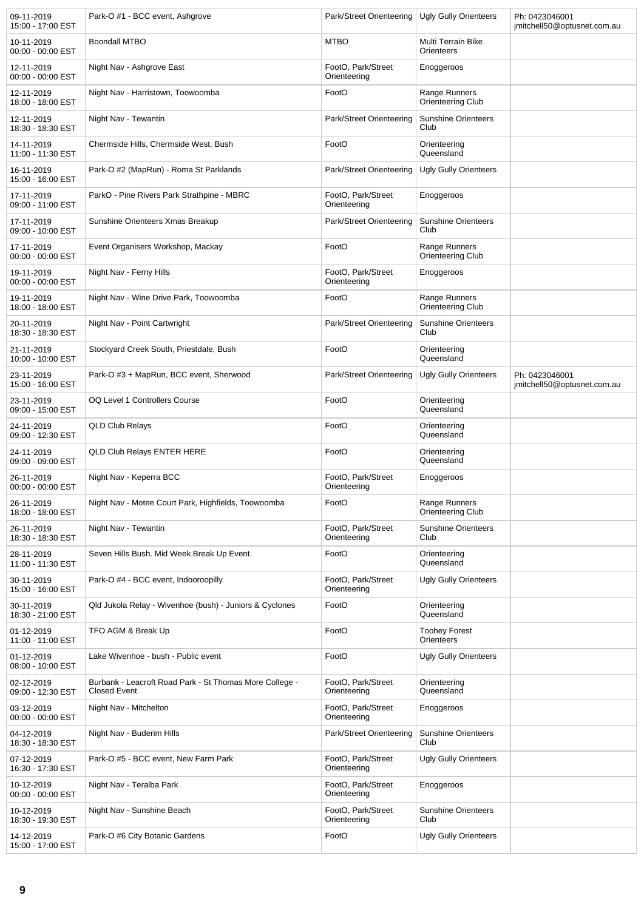| | | | | |
|---|---|---|---|---|
| 09-11-2019<br>15:00 - 17:00 EST | Park-O #1 - BCC event, Ashgrove | Park/Street Orienteering | Ugly Gully Orienteers | Ph: 0423046001<br>jmitchell50@optusnet.com.au |
| 10-11-2019<br>00:00 - 00:00 EST | Boondall MTBO | MTBO | Multi Terrain Bike Orienteers | |
| 12-11-2019<br>00:00 - 00:00 EST | Night Nav - Ashgrove East | FootO, Park/Street Orienteering | Enoggeroos | |
| 12-11-2019<br>18:00 - 18:00 EST | Night Nav - Harristown, Toowoomba | FootO | Range Runners Orienteering Club | |
| 12-11-2019<br>18:30 - 18:30 EST | Night Nav - Tewantin | Park/Street Orienteering | Sunshine Orienteers Club | |
| 14-11-2019<br>11:00 - 11:30 EST | Chermside Hills, Chermside West. Bush | FootO | Orienteering Queensland | |
| 16-11-2019<br>15:00 - 16:00 EST | Park-O #2 (MapRun) - Roma St Parklands | Park/Street Orienteering | Ugly Gully Orienteers | |
| 17-11-2019<br>09:00 - 11:00 EST | ParkO - Pine Rivers Park Strathpine - MBRC | FootO, Park/Street Orienteering | Enoggeroos | |
| 17-11-2019<br>09:00 - 10:00 EST | Sunshine Orienteers Xmas Breakup | Park/Street Orienteering | Sunshine Orienteers Club | |
| 17-11-2019<br>00:00 - 00:00 EST | Event Organisers Workshop, Mackay | FootO | Range Runners Orienteering Club | |
| 19-11-2019<br>00:00 - 00:00 EST | Night Nav - Ferny Hills | FootO, Park/Street Orienteering | Enoggeroos | |
| 19-11-2019<br>18:00 - 18:00 EST | Night Nav - Wine Drive Park, Toowoomba | FootO | Range Runners Orienteering Club | |
| 20-11-2019<br>18:30 - 18:30 EST | Night Nav - Point Cartwright | Park/Street Orienteering | Sunshine Orienteers Club | |
| 21-11-2019<br>10:00 - 10:00 EST | Stockyard Creek South, Priestdale, Bush | FootO | Orienteering Queensland | |
| 23-11-2019<br>15:00 - 16:00 EST | Park-O #3 + MapRun, BCC event, Sherwood | Park/Street Orienteering | Ugly Gully Orienteers | Ph: 0423046001<br>jmitchell50@optusnet.com.au |
| 23-11-2019<br>09:00 - 15:00 EST | OQ Level 1 Controllers Course | FootO | Orienteering Queensland | |
| 24-11-2019<br>09:00 - 12:30 EST | QLD Club Relays | FootO | Orienteering Queensland | |
| 24-11-2019<br>09:00 - 09:00 EST | QLD Club Relays ENTER HERE | FootO | Orienteering Queensland | |
| 26-11-2019<br>00:00 - 00:00 EST | Night Nav - Keperra BCC | FootO, Park/Street Orienteering | Enoggeroos | |
| 26-11-2019<br>18:00 - 18:00 EST | Night Nav - Motee Court Park, Highfields, Toowoomba | FootO | Range Runners Orienteering Club | |
| 26-11-2019<br>18:30 - 18:30 EST | Night Nav - Tewantin | FootO, Park/Street Orienteering | Sunshine Orienteers Club | |
| 28-11-2019<br>11:00 - 11:30 EST | Seven Hills Bush. Mid Week Break Up Event. | FootO | Orienteering Queensland | |
| 30-11-2019<br>15:00 - 16:00 EST | Park-O #4 - BCC event, Indooroopilly | FootO, Park/Street Orienteering | Ugly Gully Orienteers | |
| 30-11-2019<br>18:30 - 21:00 EST | Qld Jukola Relay - Wivenhoe (bush) - Juniors & Cyclones | FootO | Orienteering Queensland | |
| 01-12-2019<br>11:00 - 11:00 EST | TFO AGM & Break Up | FootO | Toohey Forest Orienteers | |
| 01-12-2019<br>08:00 - 10:00 EST | Lake Wivenhoe - bush - Public event | FootO | Ugly Gully Orienteers | |
| 02-12-2019<br>09:00 - 12:30 EST | Burbank - Leacroft Road Park - St Thomas More College - Closed Event | FootO, Park/Street Orienteering | Orienteering Queensland | |
| 03-12-2019<br>00:00 - 00:00 EST | Night Nav - Mitchelton | FootO, Park/Street Orienteering | Enoggeroos | |
| 04-12-2019<br>18:30 - 18:30 EST | Night Nav - Buderim Hills | Park/Street Orienteering | Sunshine Orienteers Club | |
| 07-12-2019<br>16:30 - 17:30 EST | Park-O #5 - BCC event, New Farm Park | FootO, Park/Street Orienteering | Ugly Gully Orienteers | |
| 10-12-2019<br>00:00 - 00:00 EST | Night Nav - Teralba Park | FootO, Park/Street Orienteering | Enoggeroos | |
| 10-12-2019<br>18:30 - 19:30 EST | Night Nav - Sunshine Beach | FootO, Park/Street Orienteering | Sunshine Orienteers Club | |
| 14-12-2019<br>15:00 - 17:00 EST | Park-O #6 City Botanic Gardens | FootO | Ugly Gully Orienteers | |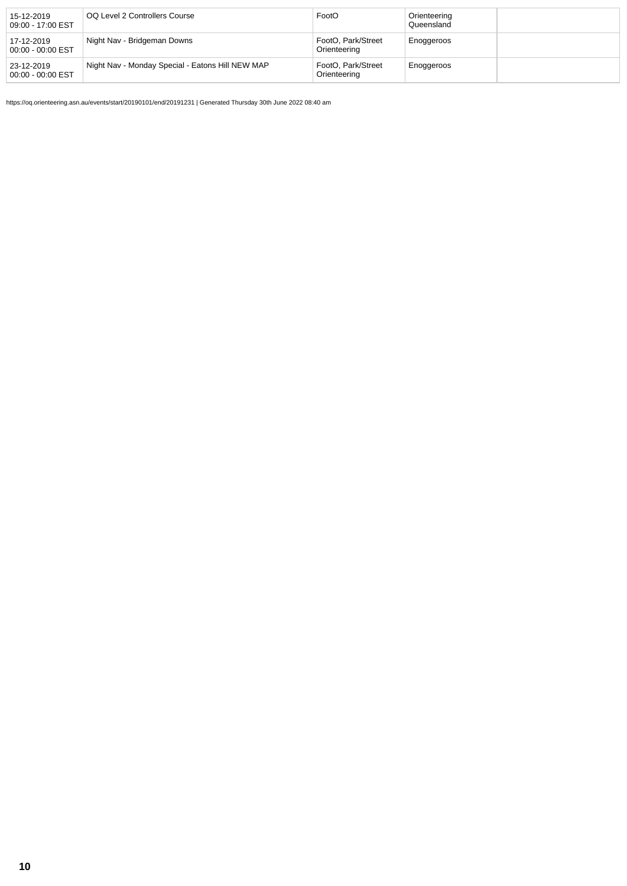| | | | | |
|---|---|---|---|---|
| 15-12-2019 09:00 - 17:00 EST | OQ Level 2 Controllers Course | FootO | Orienteering Queensland | |
| 17-12-2019 00:00 - 00:00 EST | Night Nav - Bridgeman Downs | FootO, Park/Street Orienteering | Enoggeroos | |
| 23-12-2019 00:00 - 00:00 EST | Night Nav - Monday Special - Eatons Hill NEW MAP | FootO, Park/Street Orienteering | Enoggeroos | |

https://oq.orienteering.asn.au/events/start/20190101/end/20191231 | Generated Thursday 30th June 2022 08:40 am